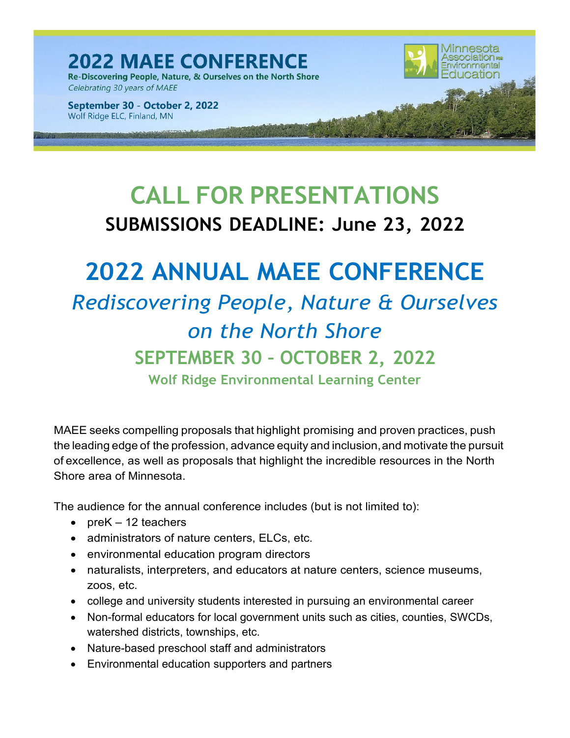**2022 MAEE CONFERENCE**
Re-Discovering People, Nature, & Ourselves on the North Shore
*Celebrating 30 years of MAEE*

**September 30 - October 2, 2022**
Wolf Ridge ELC, Finland, MN

Minnesota Association for Environmental Education

# CALL FOR PRESENTATIONS

## SUBMISSIONS DEADLINE: June 23, 2022

# 2022 ANNUAL MAEE CONFERENCE

## *Rediscovering People, Nature & Ourselves on the North Shore*

## SEPTEMBER 30 – OCTOBER 2, 2022

### Wolf Ridge Environmental Learning Center

MAEE seeks compelling proposals that highlight promising and proven practices, push the leading edge of the profession, advance equity and inclusion, and motivate the pursuit of excellence, as well as proposals that highlight the incredible resources in the North Shore area of Minnesota.

The audience for the annual conference includes (but is not limited to):

- preK – 12 teachers
- administrators of nature centers, ELCs, etc.
- environmental education program directors
- naturalists, interpreters, and educators at nature centers, science museums, zoos, etc.
- college and university students interested in pursuing an environmental career
- Non-formal educators for local government units such as cities, counties, SWCDs, watershed districts, townships, etc.
- Nature-based preschool staff and administrators
- Environmental education supporters and partners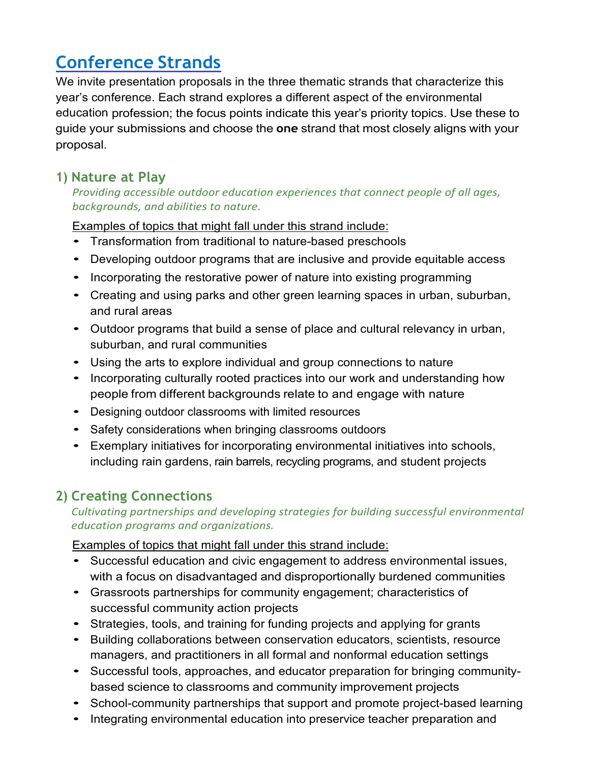# Conference Strands

We invite presentation proposals in the three thematic strands that characterize this year's conference. Each strand explores a different aspect of the environmental education profession; the focus points indicate this year's priority topics. Use these to guide your submissions and choose the **one** strand that most closely aligns with your proposal.

## 1) Nature at Play

*Providing accessible outdoor education experiences that connect people of all ages, backgrounds, and abilities to nature.*

Examples of topics that might fall under this strand include:

- Transformation from traditional to nature-based preschools
- Developing outdoor programs that are inclusive and provide equitable access
- Incorporating the restorative power of nature into existing programming
- Creating and using parks and other green learning spaces in urban, suburban, and rural areas
- Outdoor programs that build a sense of place and cultural relevancy in urban, suburban, and rural communities
- Using the arts to explore individual and group connections to nature
- Incorporating culturally rooted practices into our work and understanding how people from different backgrounds relate to and engage with nature
- Designing outdoor classrooms with limited resources
- Safety considerations when bringing classrooms outdoors
- Exemplary initiatives for incorporating environmental initiatives into schools, including rain gardens, rain barrels, recycling programs, and student projects

## 2) Creating Connections

*Cultivating partnerships and developing strategies for building successful environmental education programs and organizations.*

Examples of topics that might fall under this strand include:

- Successful education and civic engagement to address environmental issues, with a focus on disadvantaged and disproportionally burdened communities
- Grassroots partnerships for community engagement; characteristics of successful community action projects
- Strategies, tools, and training for funding projects and applying for grants
- Building collaborations between conservation educators, scientists, resource managers, and practitioners in all formal and nonformal education settings
- Successful tools, approaches, and educator preparation for bringing community-based science to classrooms and community improvement projects
- School-community partnerships that support and promote project-based learning
- Integrating environmental education into preservice teacher preparation and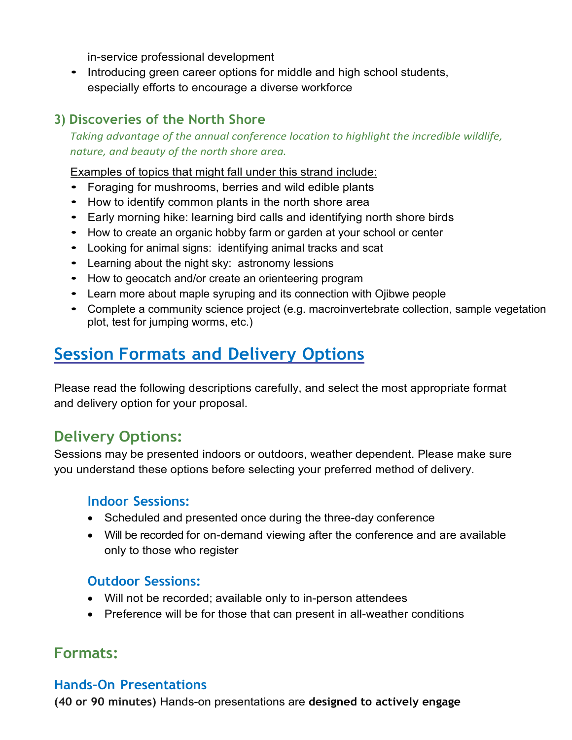in-service professional development

- Introducing green career options for middle and high school students, especially efforts to encourage a diverse workforce

### 3) Discoveries of the North Shore

*Taking advantage of the annual conference location to highlight the incredible wildlife, nature, and beauty of the north shore area.*

Examples of topics that might fall under this strand include:

- Foraging for mushrooms, berries and wild edible plants
- How to identify common plants in the north shore area
- Early morning hike: learning bird calls and identifying north shore birds
- How to create an organic hobby farm or garden at your school or center
- Looking for animal signs: identifying animal tracks and scat
- Learning about the night sky: astronomy lessions
- How to geocatch and/or create an orienteering program
- Learn more about maple syruping and its connection with Ojibwe people
- Complete a community science project (e.g. macroinvertebrate collection, sample vegetation plot, test for jumping worms, etc.)

## Session Formats and Delivery Options

Please read the following descriptions carefully, and select the most appropriate format and delivery option for your proposal.

### Delivery Options:

Sessions may be presented indoors or outdoors, weather dependent. Please make sure you understand these options before selecting your preferred method of delivery.

#### Indoor Sessions:

- Scheduled and presented once during the three-day conference
- Will be recorded for on-demand viewing after the conference and are available only to those who register

#### Outdoor Sessions:

- Will not be recorded; available only to in-person attendees
- Preference will be for those that can present in all-weather conditions

### Formats:

#### Hands-On Presentations

**(40 or 90 minutes)** Hands-on presentations are **designed to actively engage**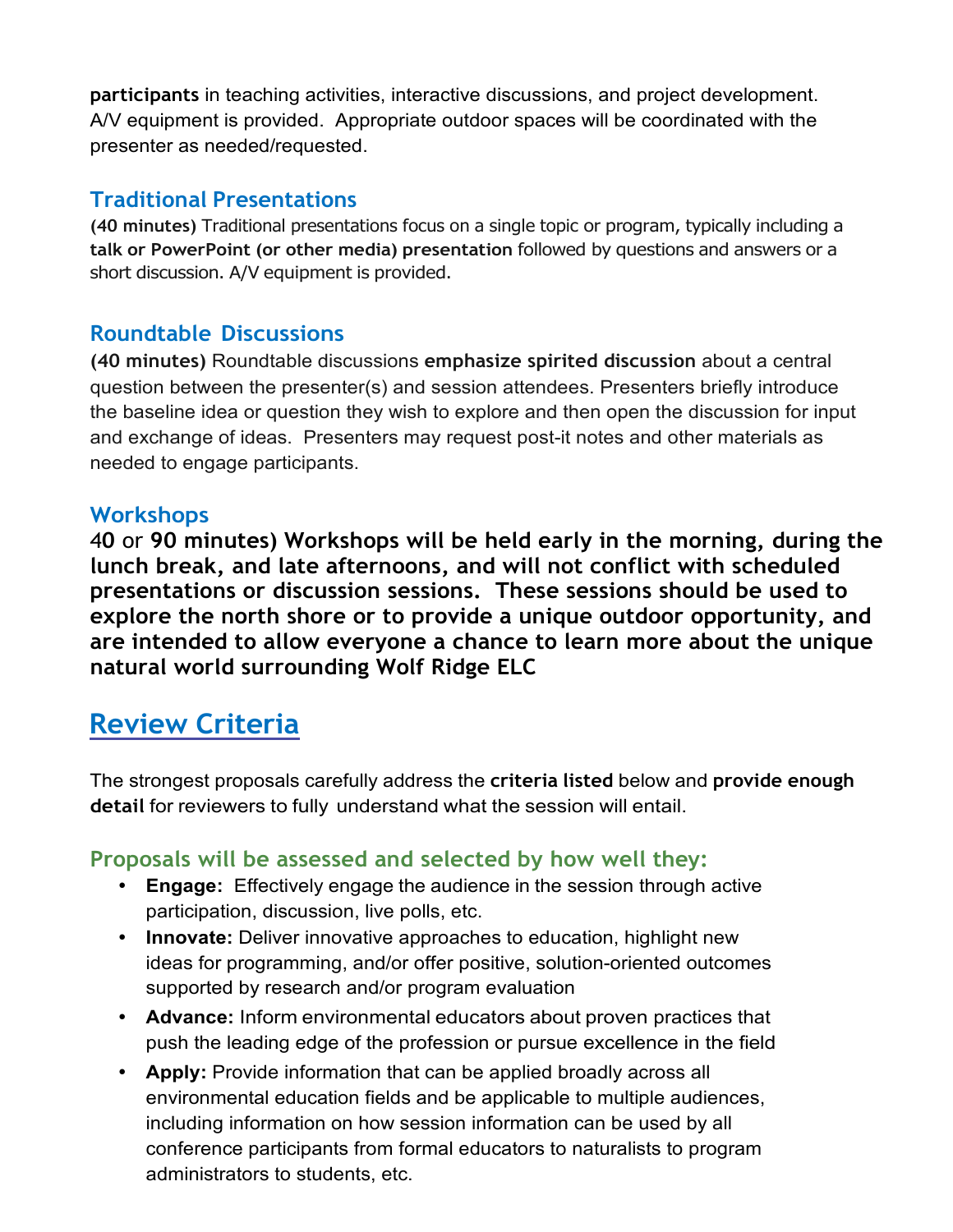**participants** in teaching activities, interactive discussions, and project development. A/V equipment is provided. Appropriate outdoor spaces will be coordinated with the presenter as needed/requested.

### Traditional Presentations

**(40 minutes)** Traditional presentations focus on a single topic or program, typically including a **talk or PowerPoint (or other media) presentation** followed by questions and answers or a short discussion. A/V equipment is provided.

### Roundtable Discussions

**(40 minutes)** Roundtable discussions **emphasize spirited discussion** about a central question between the presenter(s) and session attendees. Presenters briefly introduce the baseline idea or question they wish to explore and then open the discussion for input and exchange of ideas. Presenters may request post-it notes and other materials as needed to engage participants.

### Workshops

**40** or **90 minutes) Workshops will be held early in the morning, during the lunch break, and late afternoons, and will not conflict with scheduled presentations or discussion sessions. These sessions should be used to explore the north shore or to provide a unique outdoor opportunity, and are intended to allow everyone a chance to learn more about the unique natural world surrounding Wolf Ridge ELC**

## Review Criteria

The strongest proposals carefully address the **criteria listed** below and **provide enough detail** for reviewers to fully understand what the session will entail.

### Proposals will be assessed and selected by how well they:

- **Engage:** Effectively engage the audience in the session through active participation, discussion, live polls, etc.
- **Innovate:** Deliver innovative approaches to education, highlight new ideas for programming, and/or offer positive, solution-oriented outcomes supported by research and/or program evaluation
- **Advance:** Inform environmental educators about proven practices that push the leading edge of the profession or pursue excellence in the field
- **Apply:** Provide information that can be applied broadly across all environmental education fields and be applicable to multiple audiences, including information on how session information can be used by all conference participants from formal educators to naturalists to program administrators to students, etc.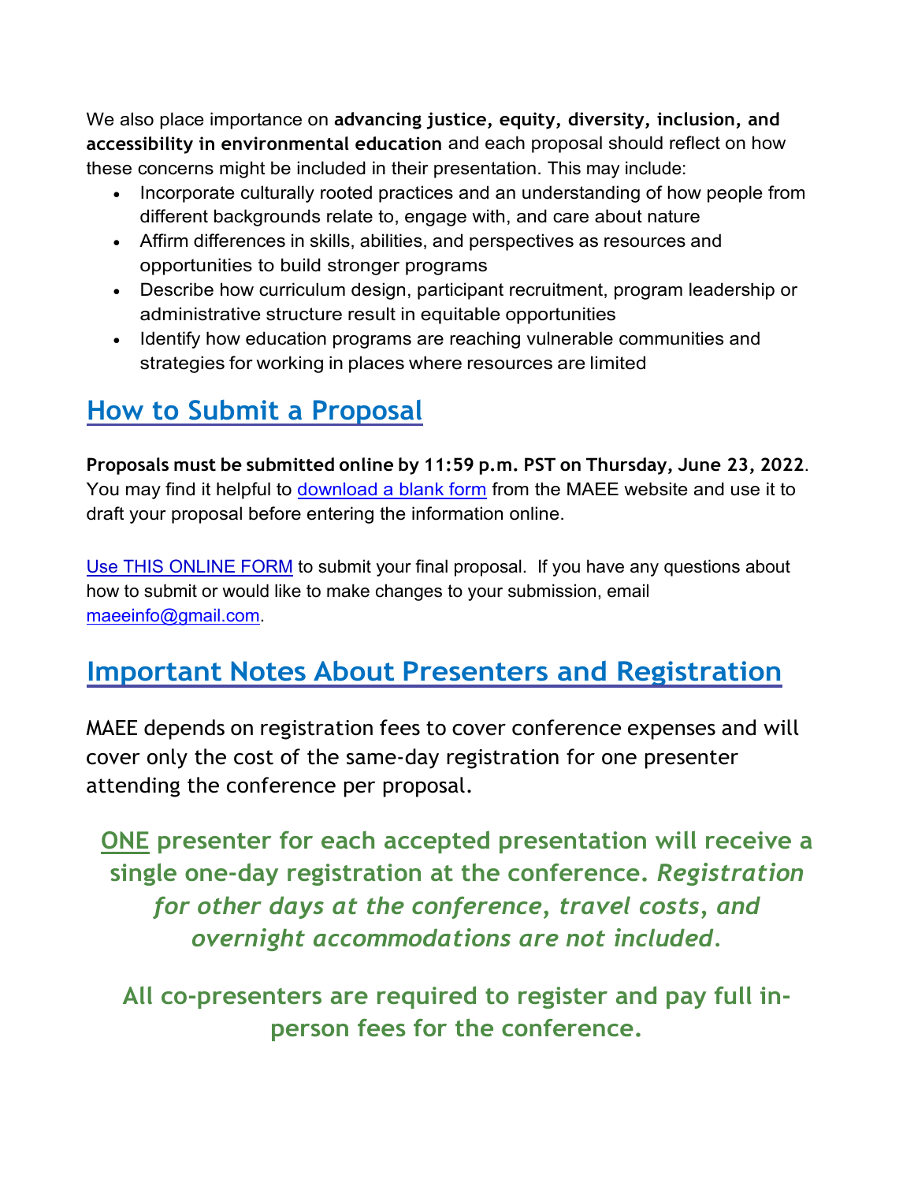We also place importance on **advancing justice, equity, diversity, inclusion, and accessibility in environmental education** and each proposal should reflect on how these concerns might be included in their presentation. This may include:

- Incorporate culturally rooted practices and an understanding of how people from different backgrounds relate to, engage with, and care about nature
- Affirm differences in skills, abilities, and perspectives as resources and opportunities to build stronger programs
- Describe how curriculum design, participant recruitment, program leadership or administrative structure result in equitable opportunities
- Identify how education programs are reaching vulnerable communities and strategies for working in places where resources are limited

## How to Submit a Proposal

**Proposals must be submitted online by 11:59 p.m. PST on Thursday, June 23, 2022**. You may find it helpful to download a blank form from the MAEE website and use it to draft your proposal before entering the information online.

Use THIS ONLINE FORM to submit your final proposal. If you have any questions about how to submit or would like to make changes to your submission, email maeeinfo@gmail.com.

## Important Notes About Presenters and Registration

MAEE depends on registration fees to cover conference expenses and will cover only the cost of the same-day registration for one presenter attending the conference per proposal.

**ONE presenter for each accepted presentation will receive a single one-day registration at the conference.** ***Registration for other days at the conference, travel costs, and overnight accommodations are not included.***

**All co-presenters are required to register and pay full in-person fees for the conference.**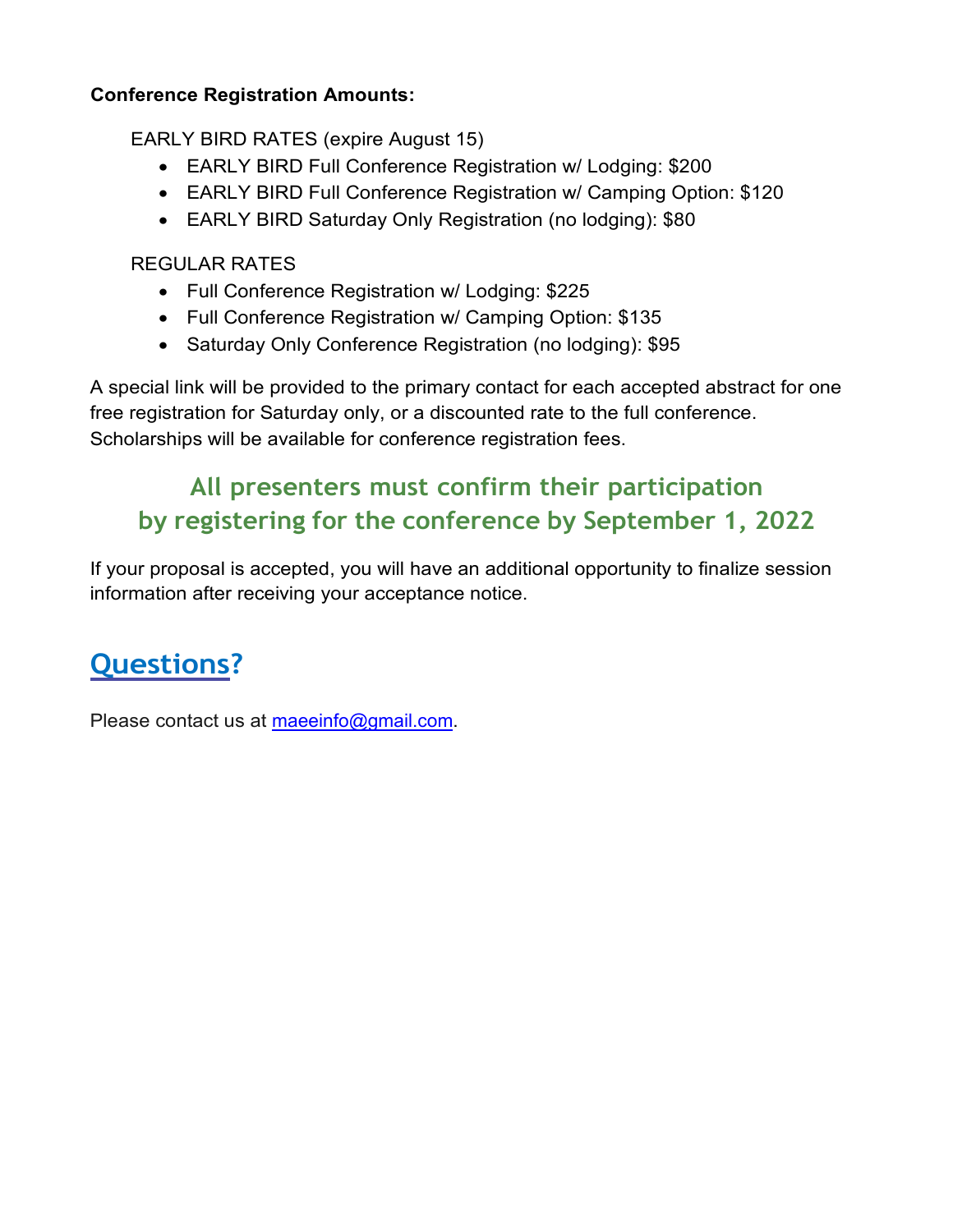**Conference Registration Amounts:**

EARLY BIRD RATES (expire August 15)

- EARLY BIRD Full Conference Registration w/ Lodging: $200
- EARLY BIRD Full Conference Registration w/ Camping Option: $120
- EARLY BIRD Saturday Only Registration (no lodging): $80

REGULAR RATES

- Full Conference Registration w/ Lodging: $225
- Full Conference Registration w/ Camping Option: $135
- Saturday Only Conference Registration (no lodging): $95

A special link will be provided to the primary contact for each accepted abstract for one free registration for Saturday only, or a discounted rate to the full conference. Scholarships will be available for conference registration fees.

## All presenters must confirm their participation by registering for the conference by September 1, 2022

If your proposal is accepted, you will have an additional opportunity to finalize session information after receiving your acceptance notice.

# Questions?

Please contact us at maeeinfo@gmail.com.